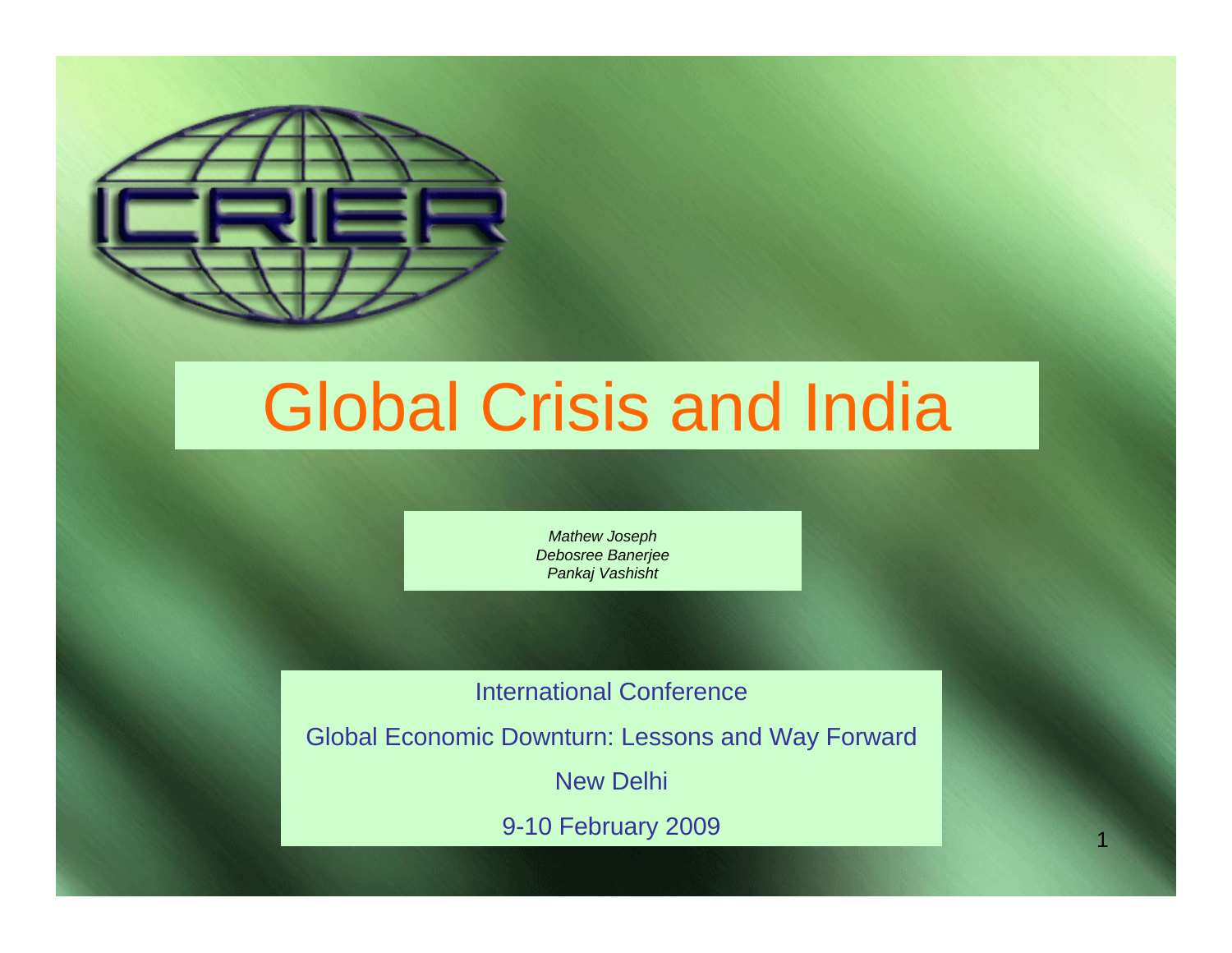# Global Crisis and India

*Mathew Joseph*
*Debosree Banerjee*
*Pankaj Vashisht*

International Conference

Global Economic Downturn: Lessons and Way Forward

New Delhi

9-10 February 2009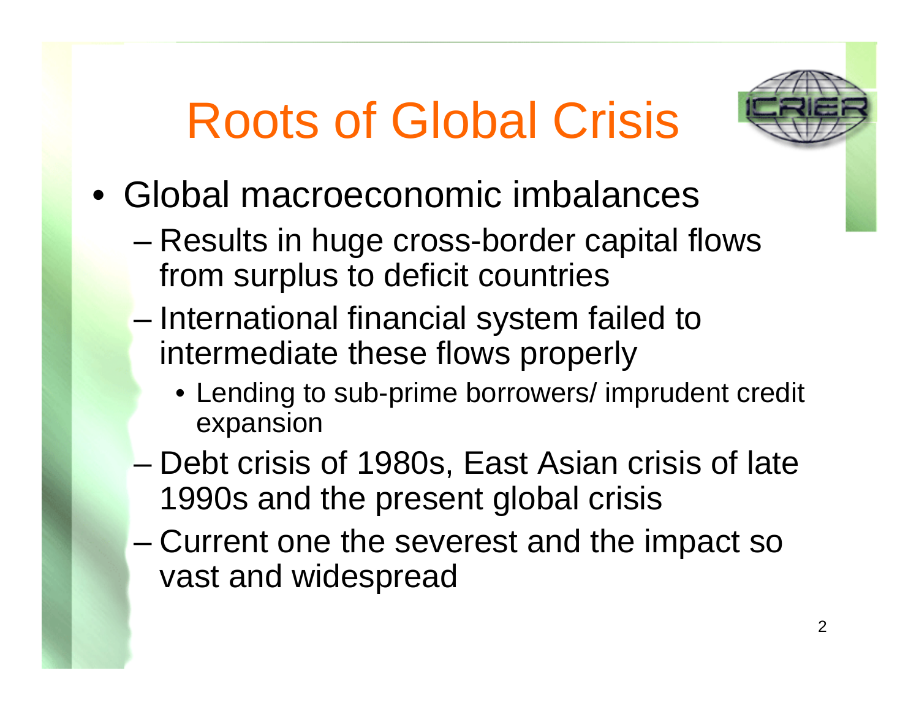# Roots of Global Crisis

- Global macroeconomic imbalances
  - Results in huge cross-border capital flows from surplus to deficit countries
  - International financial system failed to intermediate these flows properly
    - Lending to sub-prime borrowers/ imprudent credit expansion
  - Debt crisis of 1980s, East Asian crisis of late 1990s and the present global crisis
  - Current one the severest and the impact so vast and widespread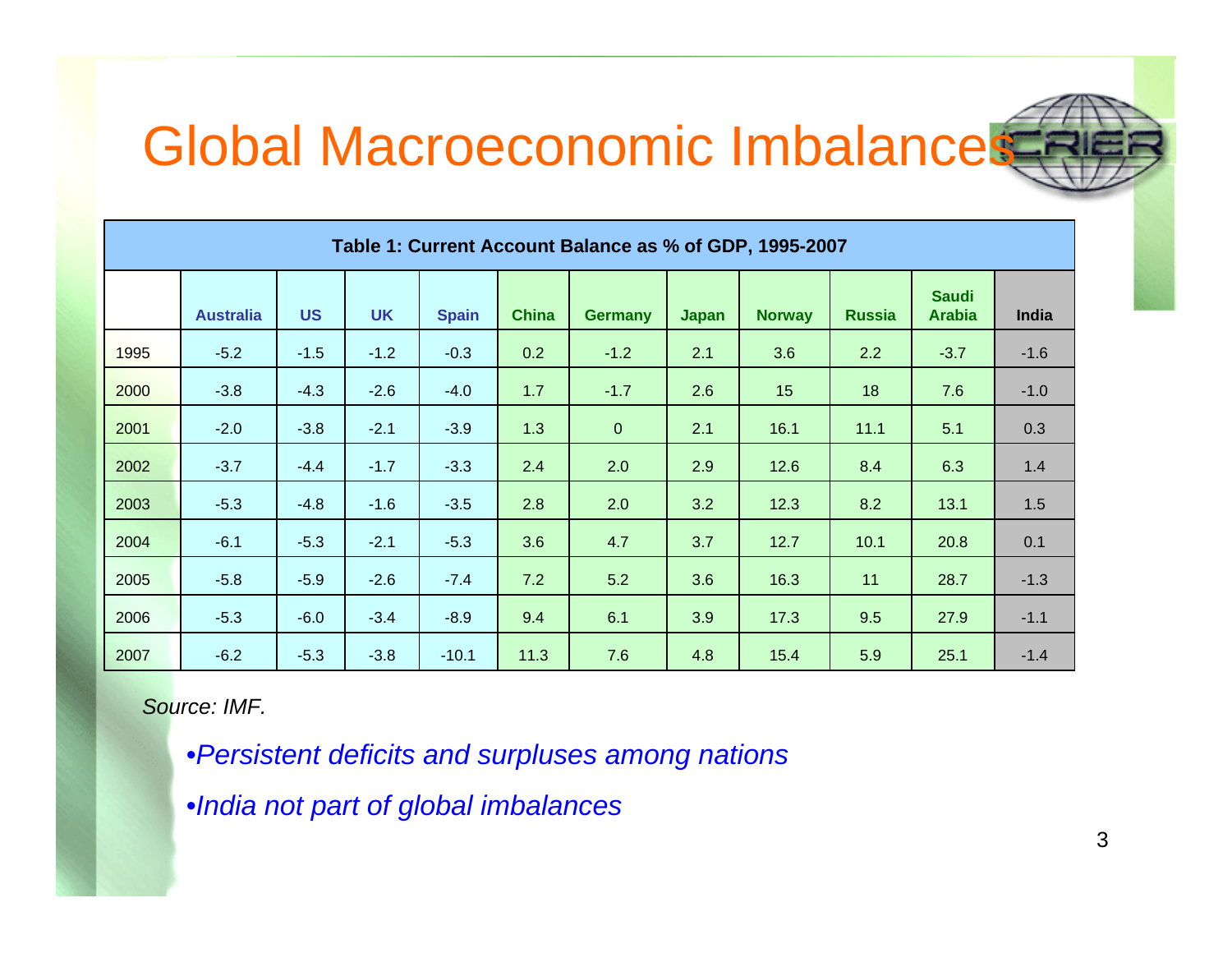# Global Macroeconomic Imbalances

**Table 1: Current Account Balance as % of GDP, 1995-2007**

| | Australia | US | UK | Spain | China | Germany | Japan | Norway | Russia | Saudi Arabia | India |
|---|---|---|---|---|---|---|---|---|---|---|---|
| 1995 | -5.2 | -1.5 | -1.2 | -0.3 | 0.2 | -1.2 | 2.1 | 3.6 | 2.2 | -3.7 | -1.6 |
| 2000 | -3.8 | -4.3 | -2.6 | -4.0 | 1.7 | -1.7 | 2.6 | 15 | 18 | 7.6 | -1.0 |
| 2001 | -2.0 | -3.8 | -2.1 | -3.9 | 1.3 | 0 | 2.1 | 16.1 | 11.1 | 5.1 | 0.3 |
| 2002 | -3.7 | -4.4 | -1.7 | -3.3 | 2.4 | 2.0 | 2.9 | 12.6 | 8.4 | 6.3 | 1.4 |
| 2003 | -5.3 | -4.8 | -1.6 | -3.5 | 2.8 | 2.0 | 3.2 | 12.3 | 8.2 | 13.1 | 1.5 |
| 2004 | -6.1 | -5.3 | -2.1 | -5.3 | 3.6 | 4.7 | 3.7 | 12.7 | 10.1 | 20.8 | 0.1 |
| 2005 | -5.8 | -5.9 | -2.6 | -7.4 | 7.2 | 5.2 | 3.6 | 16.3 | 11 | 28.7 | -1.3 |
| 2006 | -5.3 | -6.0 | -3.4 | -8.9 | 9.4 | 6.1 | 3.9 | 17.3 | 9.5 | 27.9 | -1.1 |
| 2007 | -6.2 | -5.3 | -3.8 | -10.1 | 11.3 | 7.6 | 4.8 | 15.4 | 5.9 | 25.1 | -1.4 |

*Source: IMF.*

- *Persistent deficits and surpluses among nations*
- *India not part of global imbalances*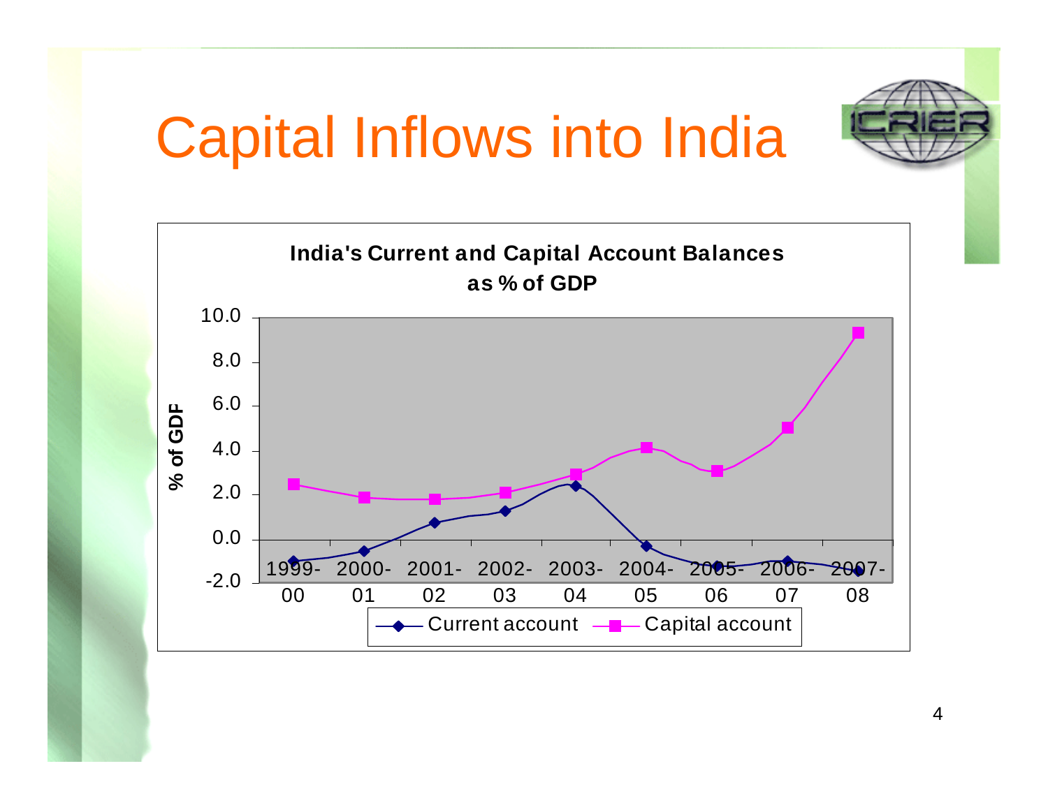# Capital Inflows into India

**India's Current and Capital Account Balances as % of GDP**

% of GDF

10.0
8.0
6.0
4.0
2.0
0.0
-2.0

1999-00 | 2000-01 | 2001-02 | 2002-03 | 2003-04 | 2004-05 | 2005-06 | 2006-07 | 2007-08

Current account — Capital account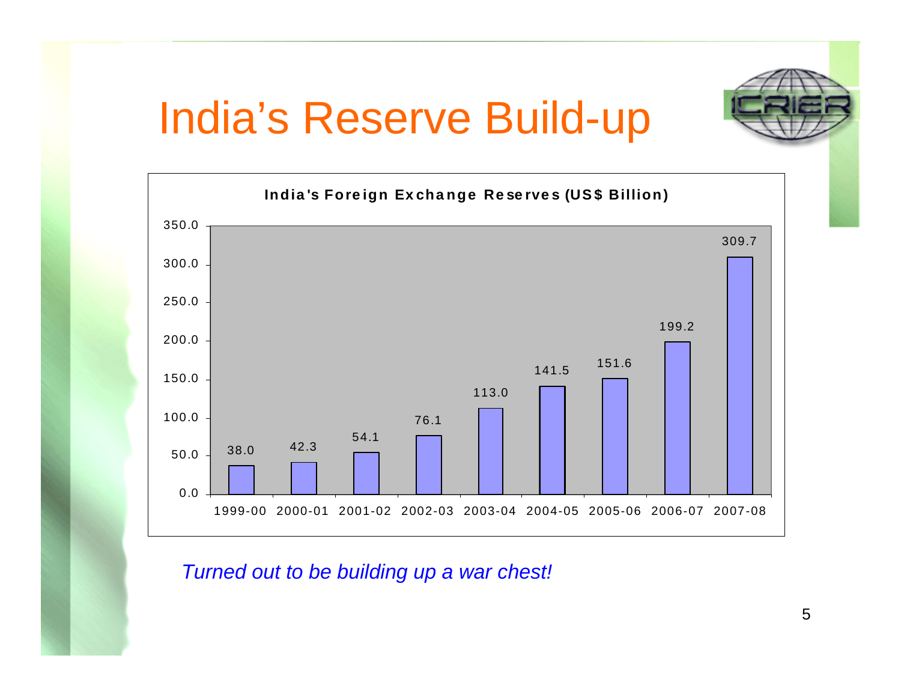# India's Reserve Build-up

**India's Foreign Exchange Reserves (US$ Billion)**

| Year | Reserves (US$ Billion) |
|---|---|
| 1999-00 | 38.0 |
| 2000-01 | 42.3 |
| 2001-02 | 54.1 |
| 2002-03 | 76.1 |
| 2003-04 | 113.0 |
| 2004-05 | 141.5 |
| 2005-06 | 151.6 |
| 2006-07 | 199.2 |
| 2007-08 | 309.7 |

*Turned out to be building up a war chest!*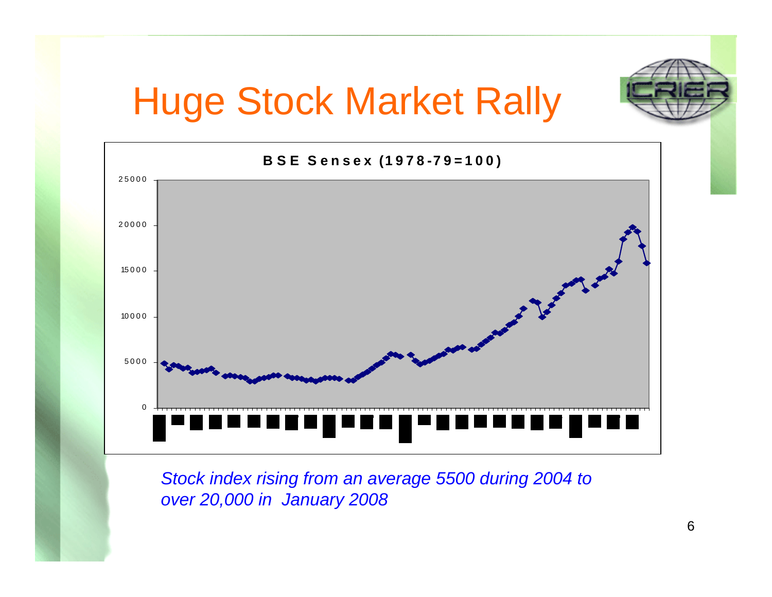# Huge Stock Market Rally

**BSE Sensex (1978-79=100)**

*Stock index rising from an average 5500 during 2004 to over 20,000 in January 2008*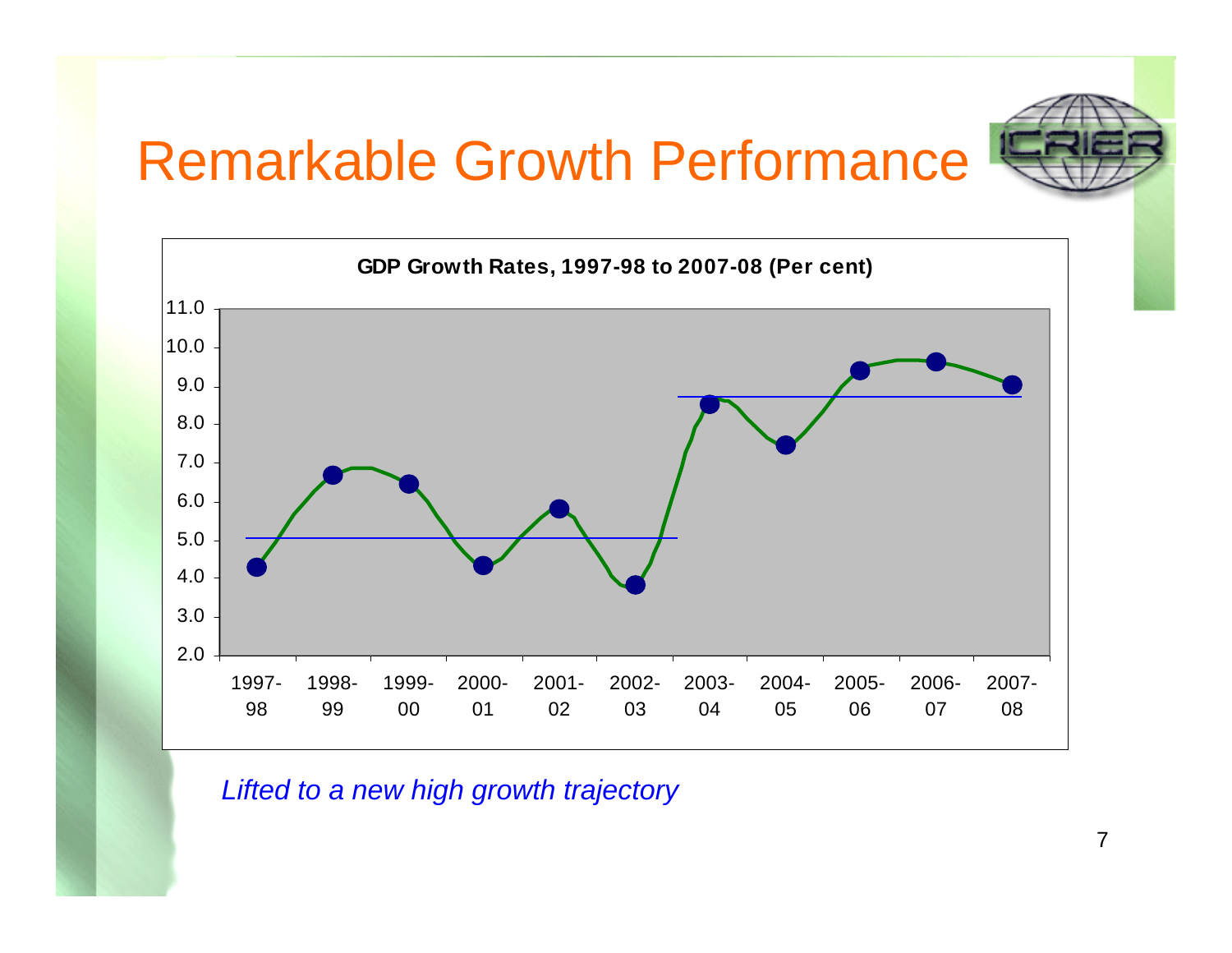# Remarkable Growth Performance

**GDP Growth Rates, 1997-98 to 2007-08 (Per cent)**

*Lifted to a new high growth trajectory*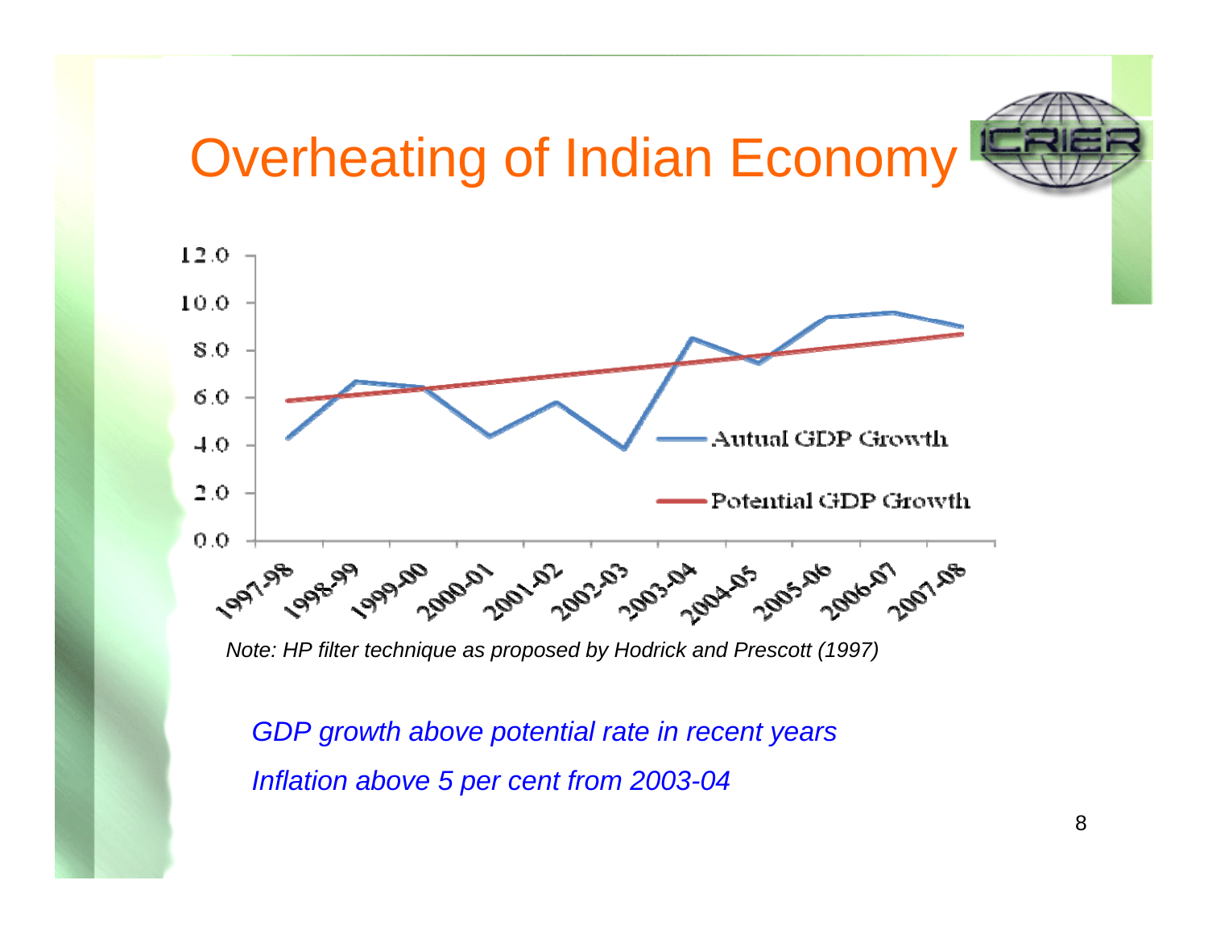# Overheating of Indian Economy

*Note: HP filter technique as proposed by Hodrick and Prescott (1997)*

*GDP growth above potential rate in recent years*

*Inflation above 5 per cent from 2003-04*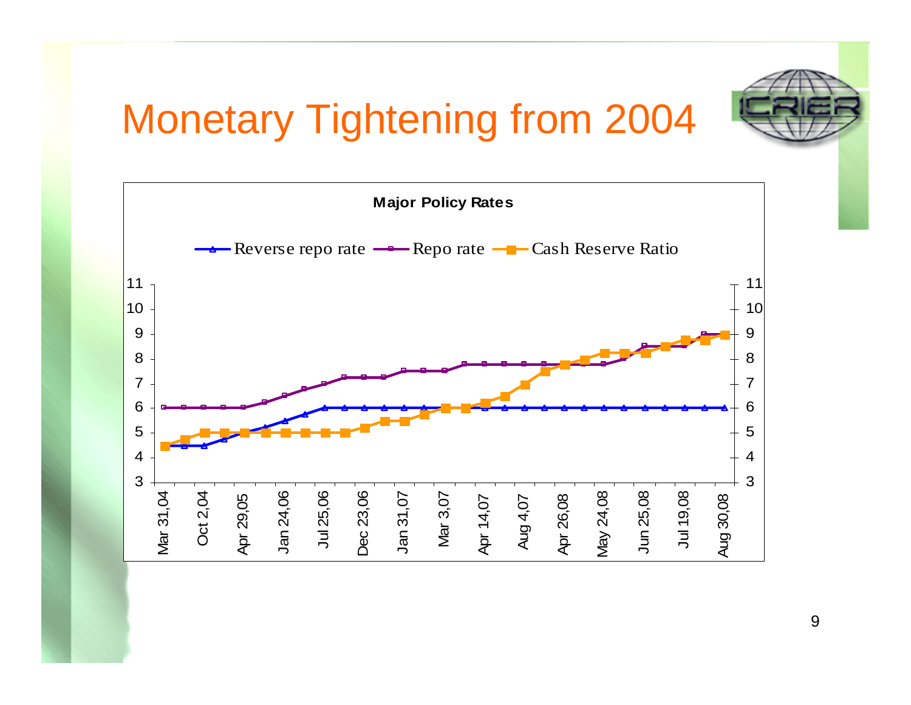# Monetary Tightening from 2004

**Major Policy Rates**

Reverse repo rate — Repo rate — Cash Reserve Ratio

Y-axis: 3, 4, 5, 6, 7, 8, 9, 10, 11

X-axis: Mar 31,04; Oct 2,04; Apr 29,05; Jan 24,06; Jul 25,06; Dec 23,06; Jan 31,07; Mar 3,07; Apr 14,07; Aug 4,07; Apr 26,08; May 24,08; Jun 25,08; Jul 19,08; Aug 30,08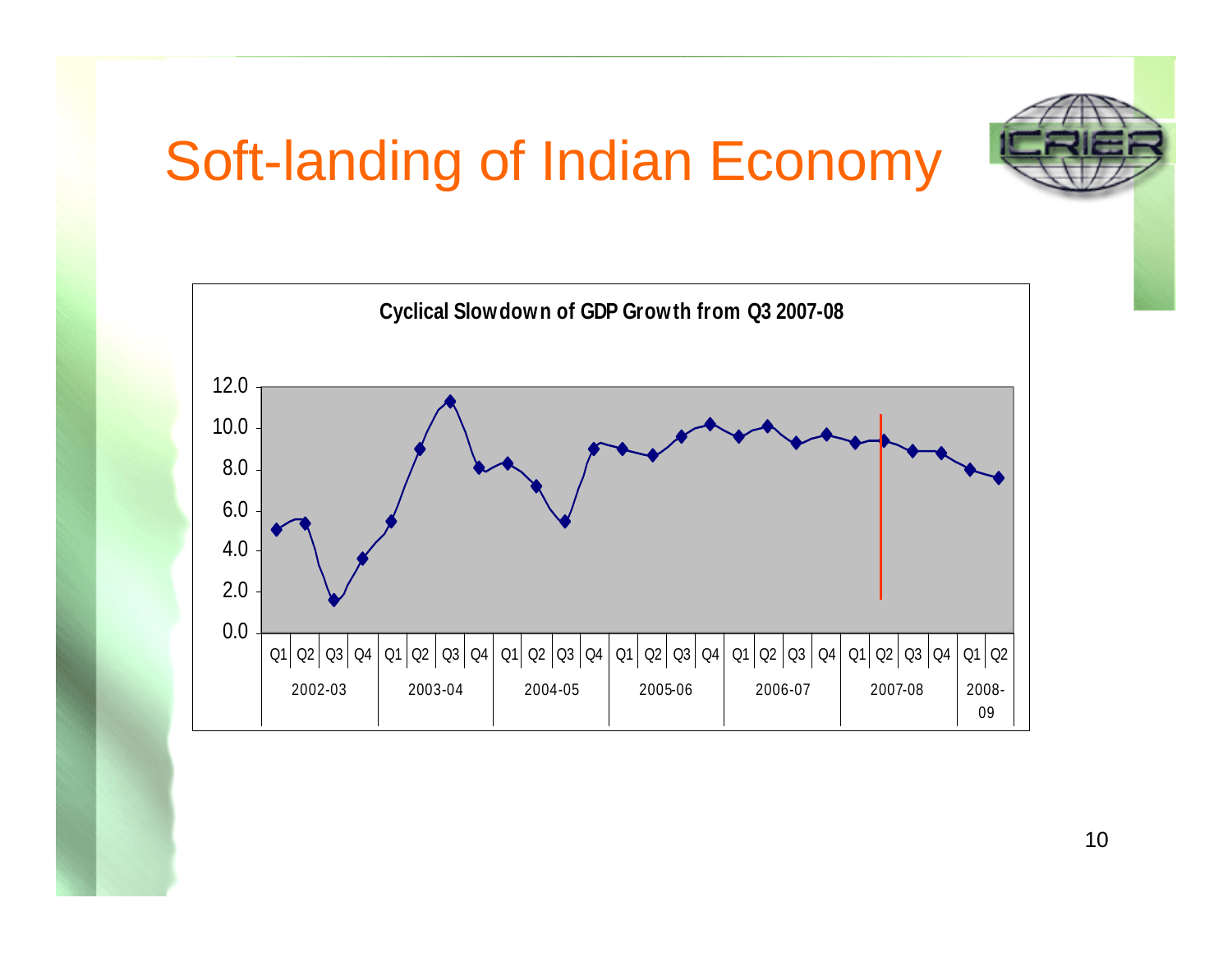# Soft-landing of Indian Economy

**Cyclical Slowdown of GDP Growth from Q3 2007-08**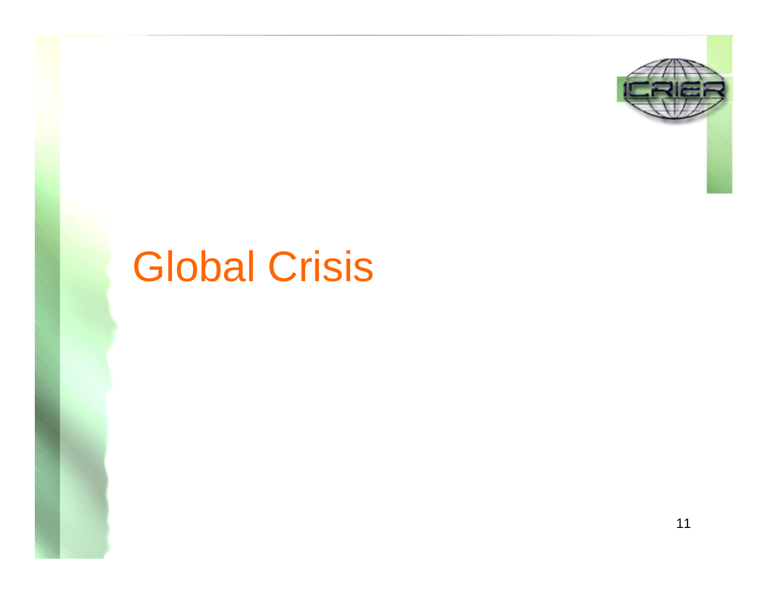# Global Crisis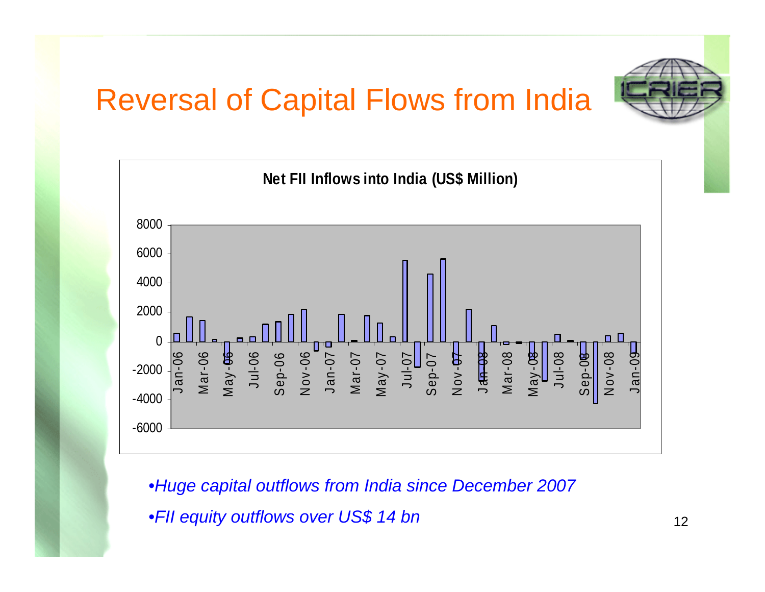# Reversal of Capital Flows from India

**Net FII Inflows into India (US$ Million)**

- *Huge capital outflows from India since December 2007*
- *FII equity outflows over US$ 14 bn*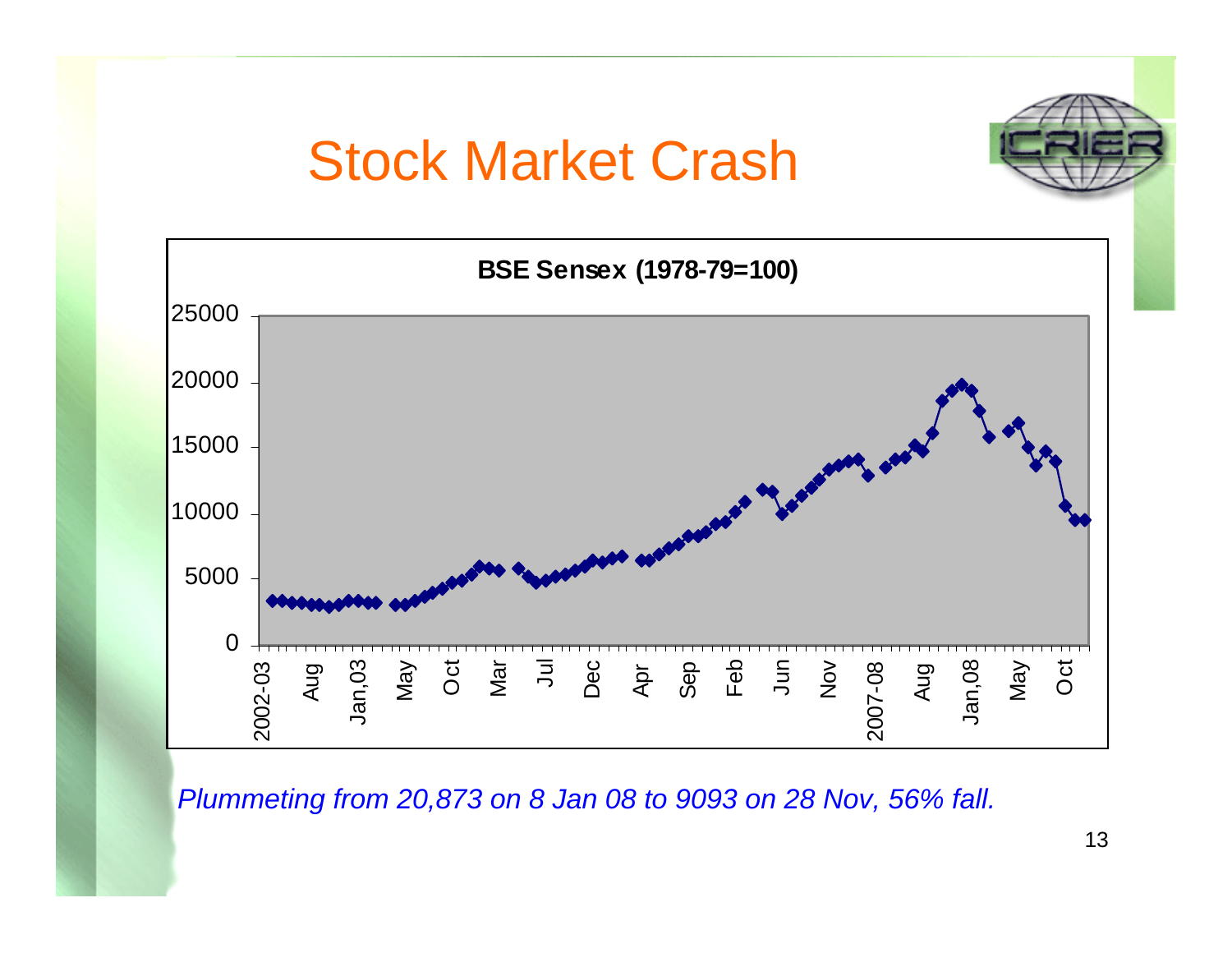# Stock Market Crash

**BSE Sensex (1978-79=100)**

*Plummeting from 20,873 on 8 Jan 08 to 9093 on 28 Nov, 56% fall.*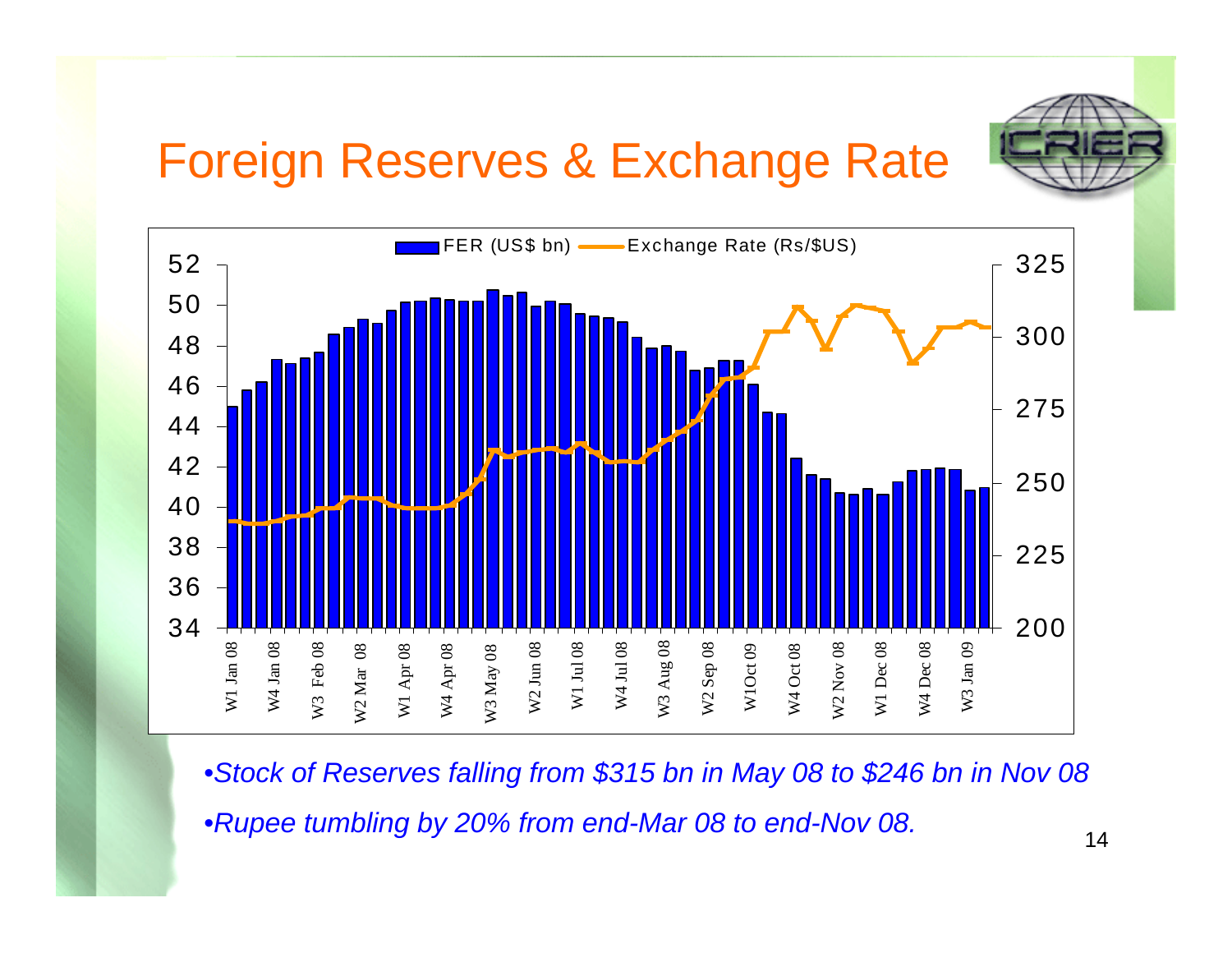# Foreign Reserves & Exchange Rate

- *Stock of Reserves falling from $315 bn in May 08 to $246 bn in Nov 08*
- *Rupee tumbling by 20% from end-Mar 08 to end-Nov 08.*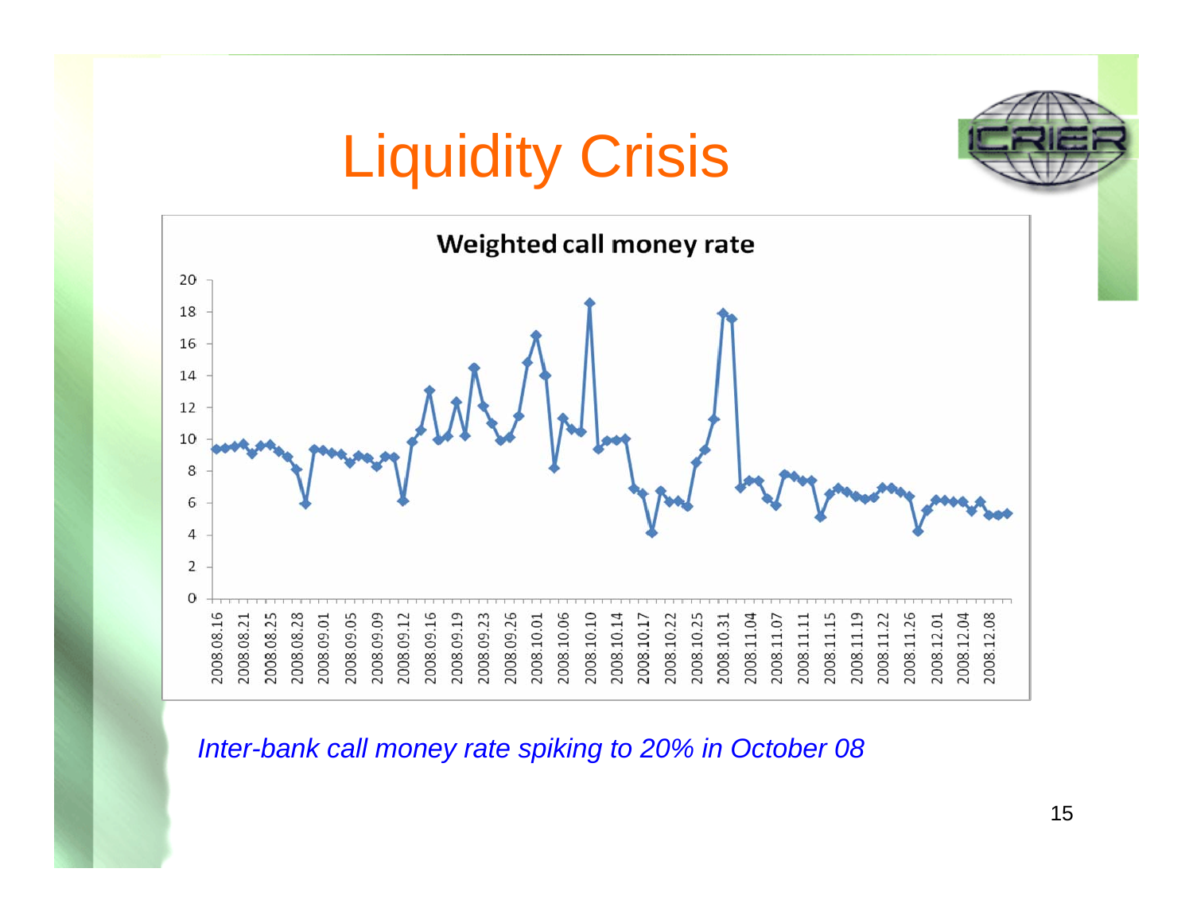# Liquidity Crisis

**Weighted call money rate**

*Inter-bank call money rate spiking to 20% in October 08*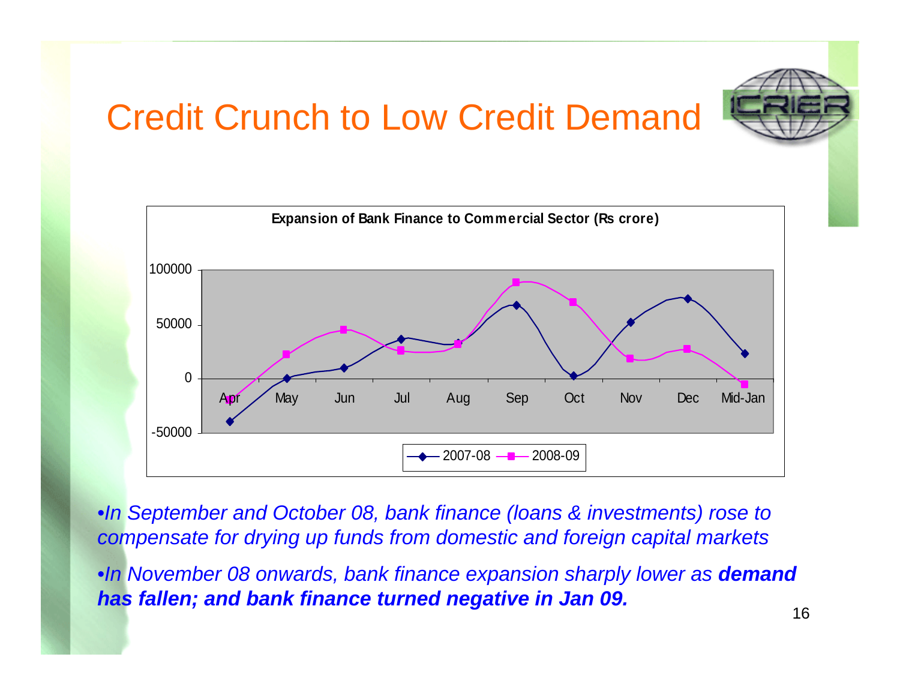# Credit Crunch to Low Credit Demand

**Expansion of Bank Finance to Commercial Sector (Rs crore)**

- *In September and October 08, bank finance (loans & investments) rose to compensate for drying up funds from domestic and foreign capital markets*
- *In November 08 onwards, bank finance expansion sharply lower as* ***demand has fallen; and bank finance turned negative in Jan 09.***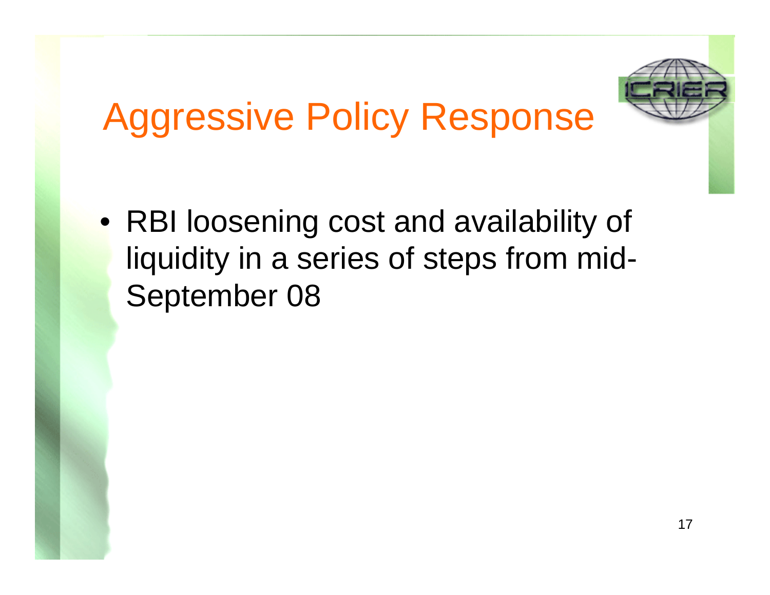# Aggressive Policy Response

- RBI loosening cost and availability of liquidity in a series of steps from mid-September 08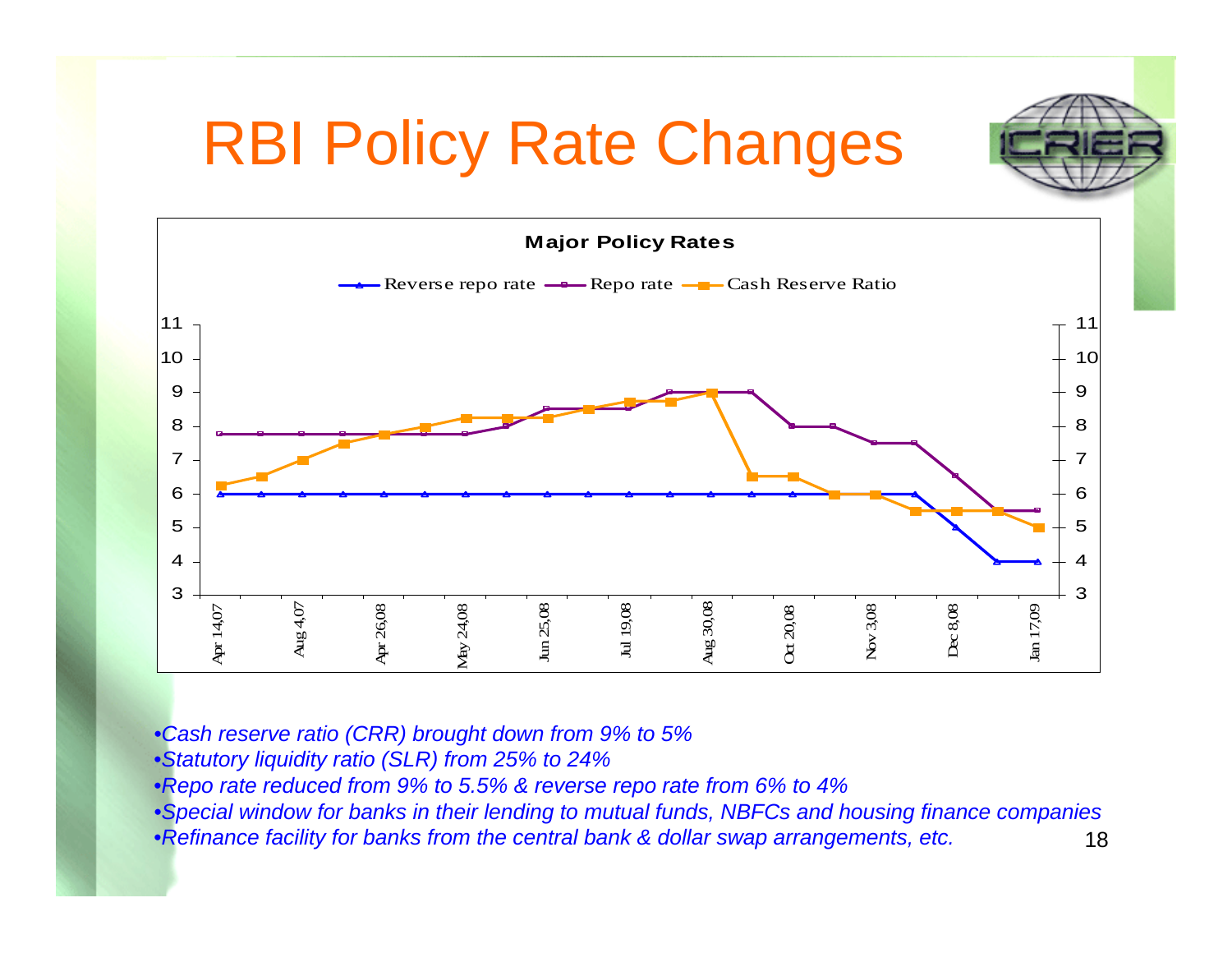# RBI Policy Rate Changes

**Major Policy Rates**

- *Cash reserve ratio (CRR) brought down from 9% to 5%*
- *Statutory liquidity ratio (SLR) from 25% to 24%*
- *Repo rate reduced from 9% to 5.5% & reverse repo rate from 6% to 4%*
- *Special window for banks in their lending to mutual funds, NBFCs and housing finance companies*
- *Refinance facility for banks from the central bank & dollar swap arrangements, etc.*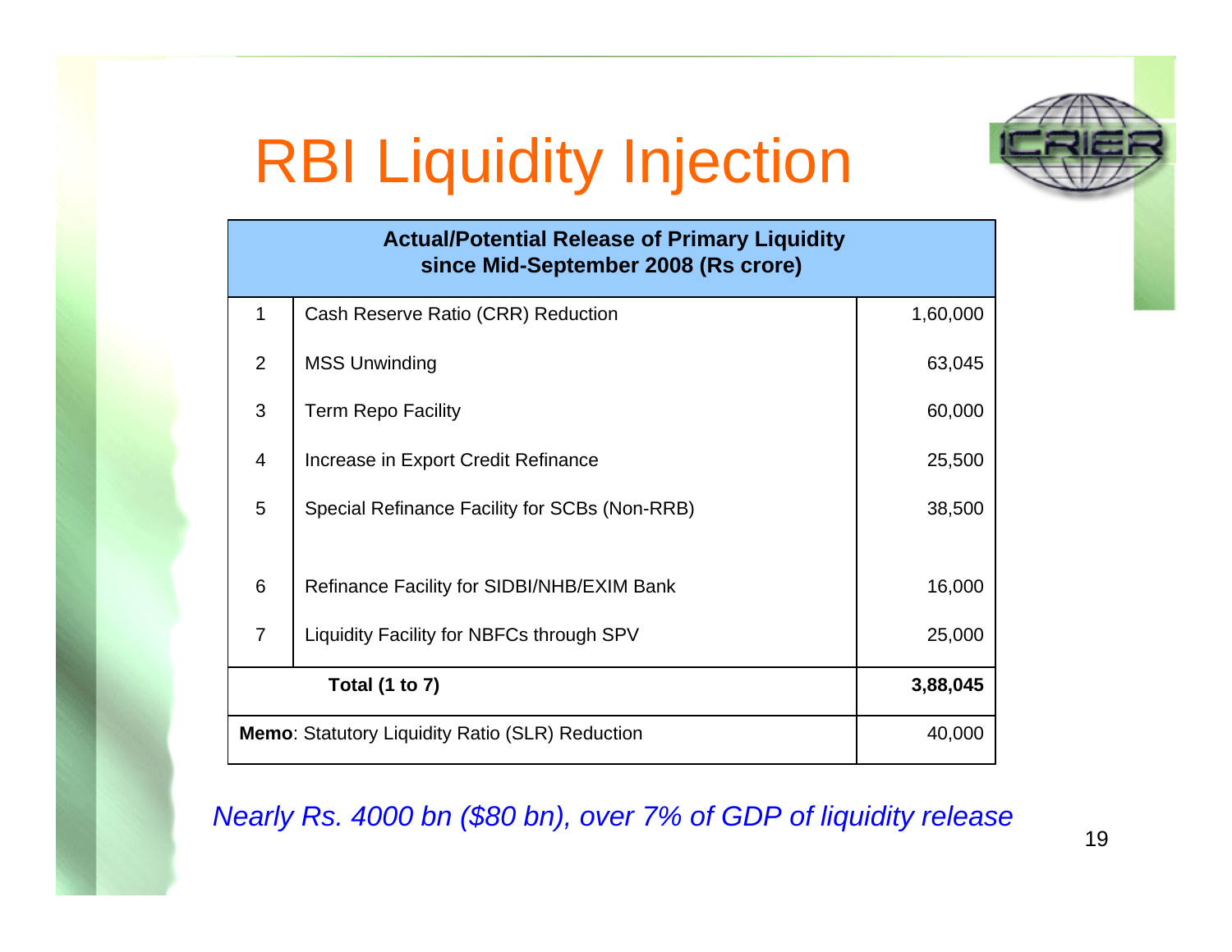# RBI Liquidity Injection

| Actual/Potential Release of Primary Liquidity since Mid-September 2008 (Rs crore) | | |
|---|---|---|
| 1 | Cash Reserve Ratio (CRR) Reduction | 1,60,000 |
| 2 | MSS Unwinding | 63,045 |
| 3 | Term Repo Facility | 60,000 |
| 4 | Increase in Export Credit Refinance | 25,500 |
| 5 | Special Refinance Facility for SCBs (Non-RRB) | 38,500 |
| 6 | Refinance Facility for SIDBI/NHB/EXIM Bank | 16,000 |
| 7 | Liquidity Facility for NBFCs through SPV | 25,000 |
| **Total (1 to 7)** | | **3,88,045** |
| **Memo**: Statutory Liquidity Ratio (SLR) Reduction | | 40,000 |

*Nearly Rs. 4000 bn ($80 bn), over 7% of GDP of liquidity release*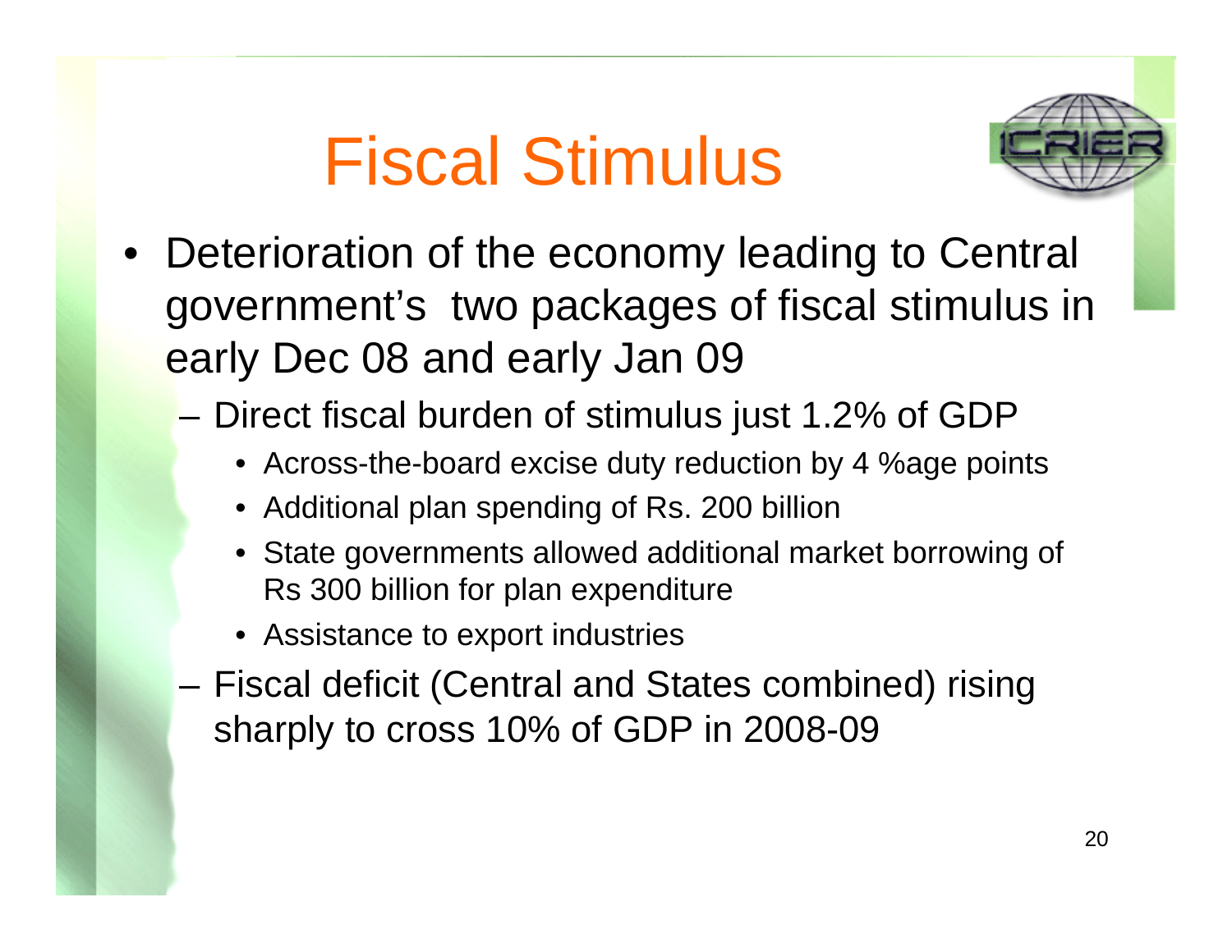# Fiscal Stimulus

- Deterioration of the economy leading to Central government's two packages of fiscal stimulus in early Dec 08 and early Jan 09
  - Direct fiscal burden of stimulus just 1.2% of GDP
    - Across-the-board excise duty reduction by 4 %age points
    - Additional plan spending of Rs. 200 billion
    - State governments allowed additional market borrowing of Rs 300 billion for plan expenditure
    - Assistance to export industries
  - Fiscal deficit (Central and States combined) rising sharply to cross 10% of GDP in 2008-09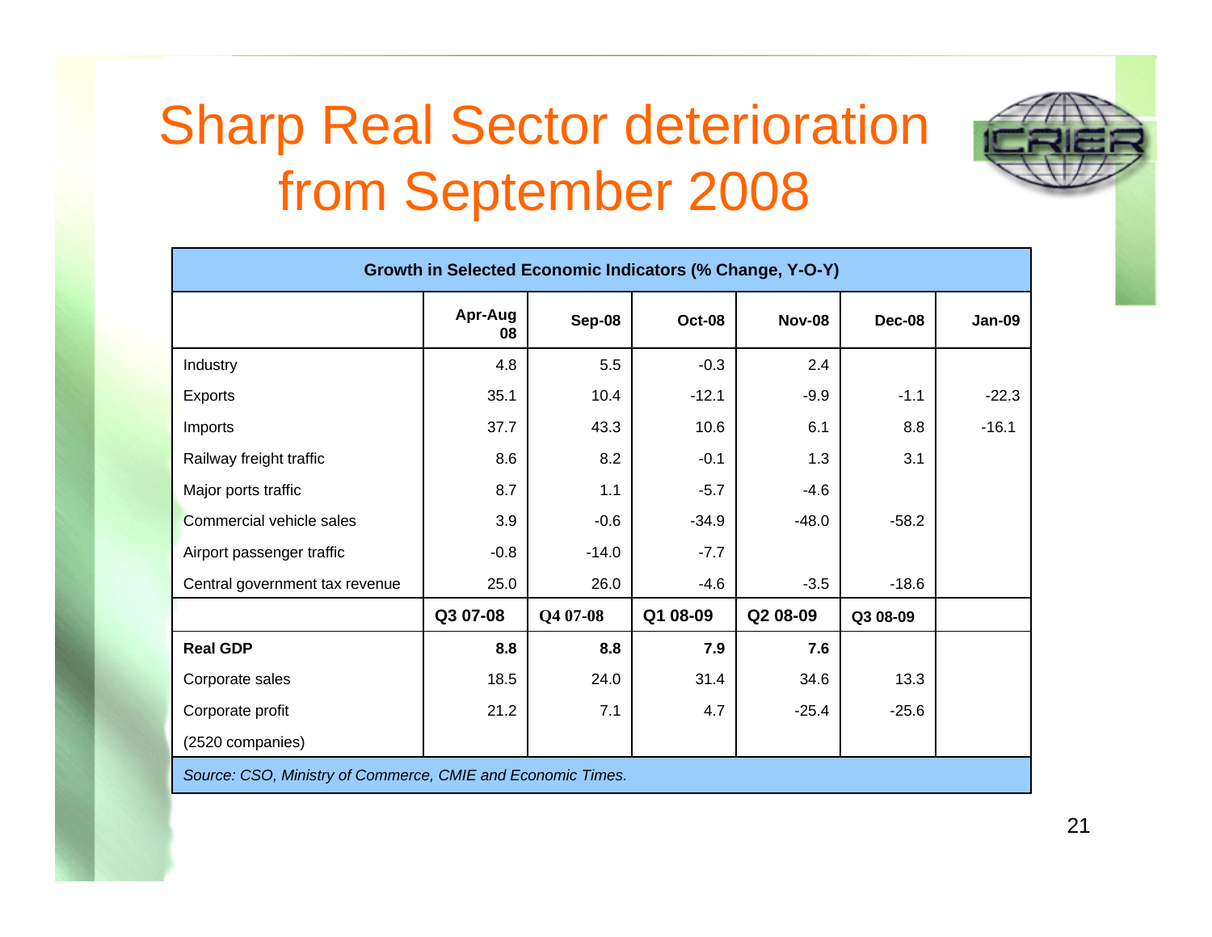# Sharp Real Sector deterioration from September 2008

| Growth in Selected Economic Indicators (% Change, Y-O-Y) | | | | | | |
|---|---|---|---|---|---|---|
| | Apr-Aug 08 | Sep-08 | Oct-08 | Nov-08 | Dec-08 | Jan-09 |
| Industry | 4.8 | 5.5 | -0.3 | 2.4 | | |
| Exports | 35.1 | 10.4 | -12.1 | -9.9 | -1.1 | -22.3 |
| Imports | 37.7 | 43.3 | 10.6 | 6.1 | 8.8 | -16.1 |
| Railway freight traffic | 8.6 | 8.2 | -0.1 | 1.3 | 3.1 | |
| Major ports traffic | 8.7 | 1.1 | -5.7 | -4.6 | | |
| Commercial vehicle sales | 3.9 | -0.6 | -34.9 | -48.0 | -58.2 | |
| Airport passenger traffic | -0.8 | -14.0 | -7.7 | | | |
| Central government tax revenue | 25.0 | 26.0 | -4.6 | -3.5 | -18.6 | |
| | Q3 07-08 | Q4 07-08 | Q1 08-09 | Q2 08-09 | Q3 08-09 | |
| **Real GDP** | **8.8** | **8.8** | **7.9** | **7.6** | | |
| Corporate sales | 18.5 | 24.0 | 31.4 | 34.6 | 13.3 | |
| Corporate profit (2520 companies) | 21.2 | 7.1 | 4.7 | -25.4 | -25.6 | |

*Source: CSO, Ministry of Commerce, CMIE and Economic Times.*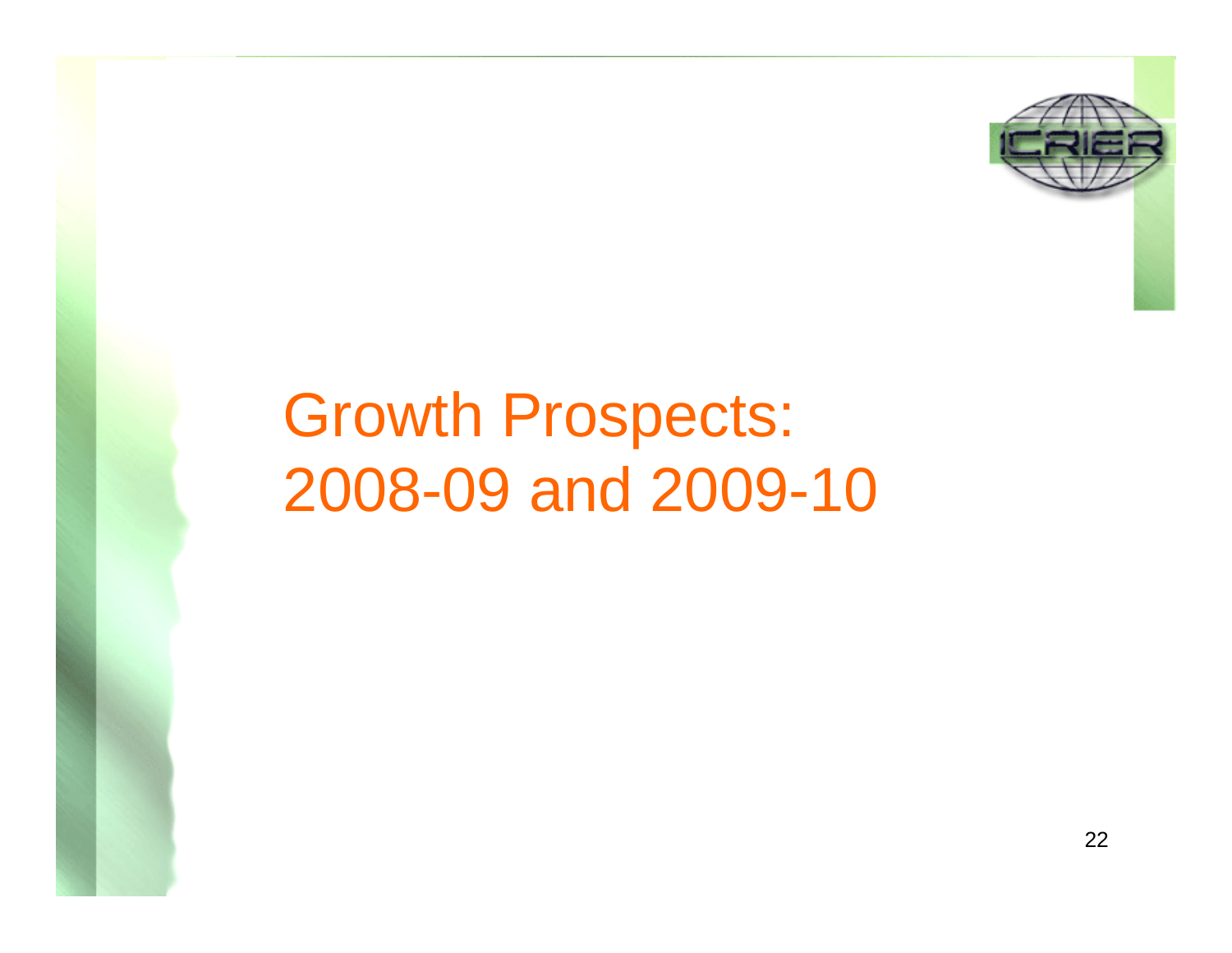# Growth Prospects: 2008-09 and 2009-10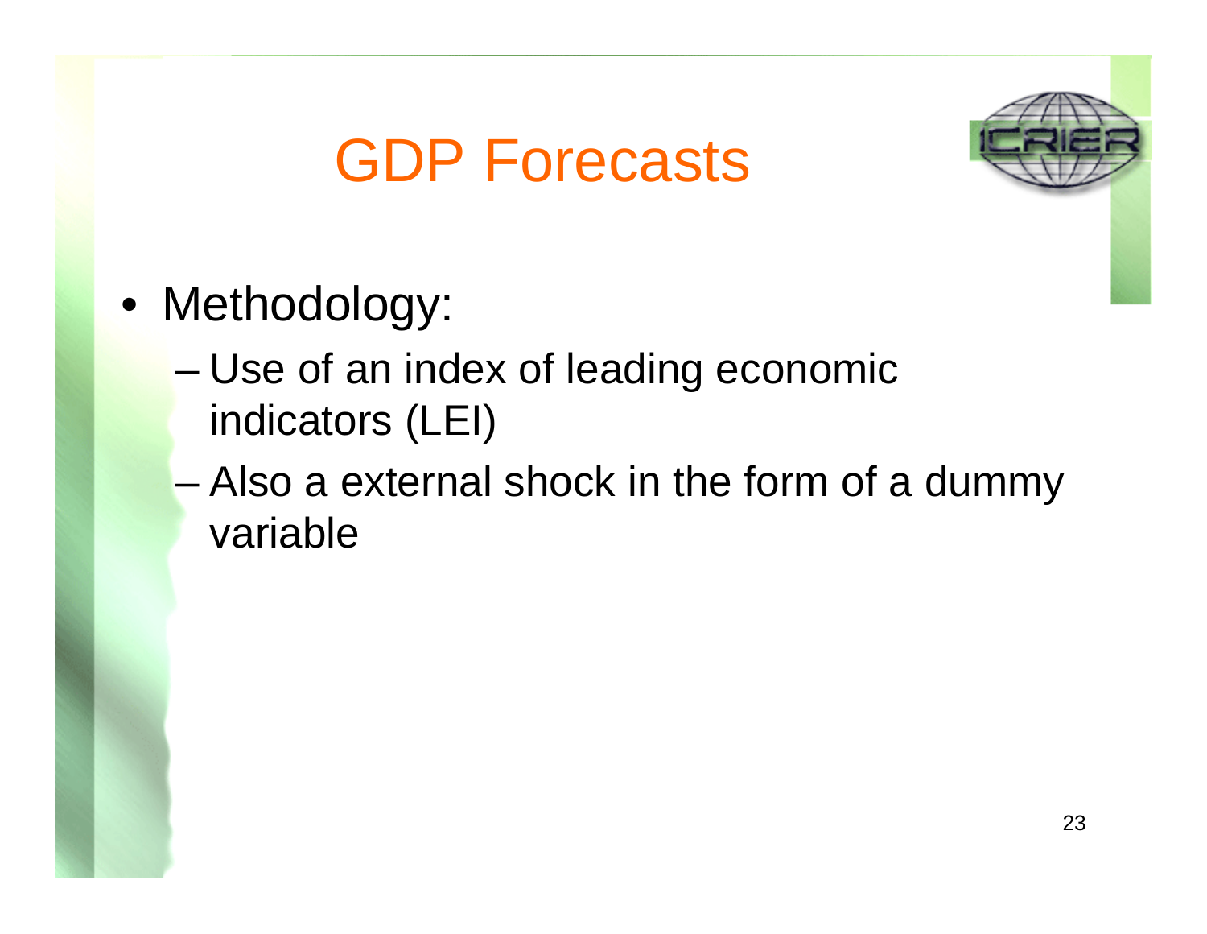# GDP Forecasts

- Methodology:
  - Use of an index of leading economic indicators (LEI)
  - Also a external shock in the form of a dummy variable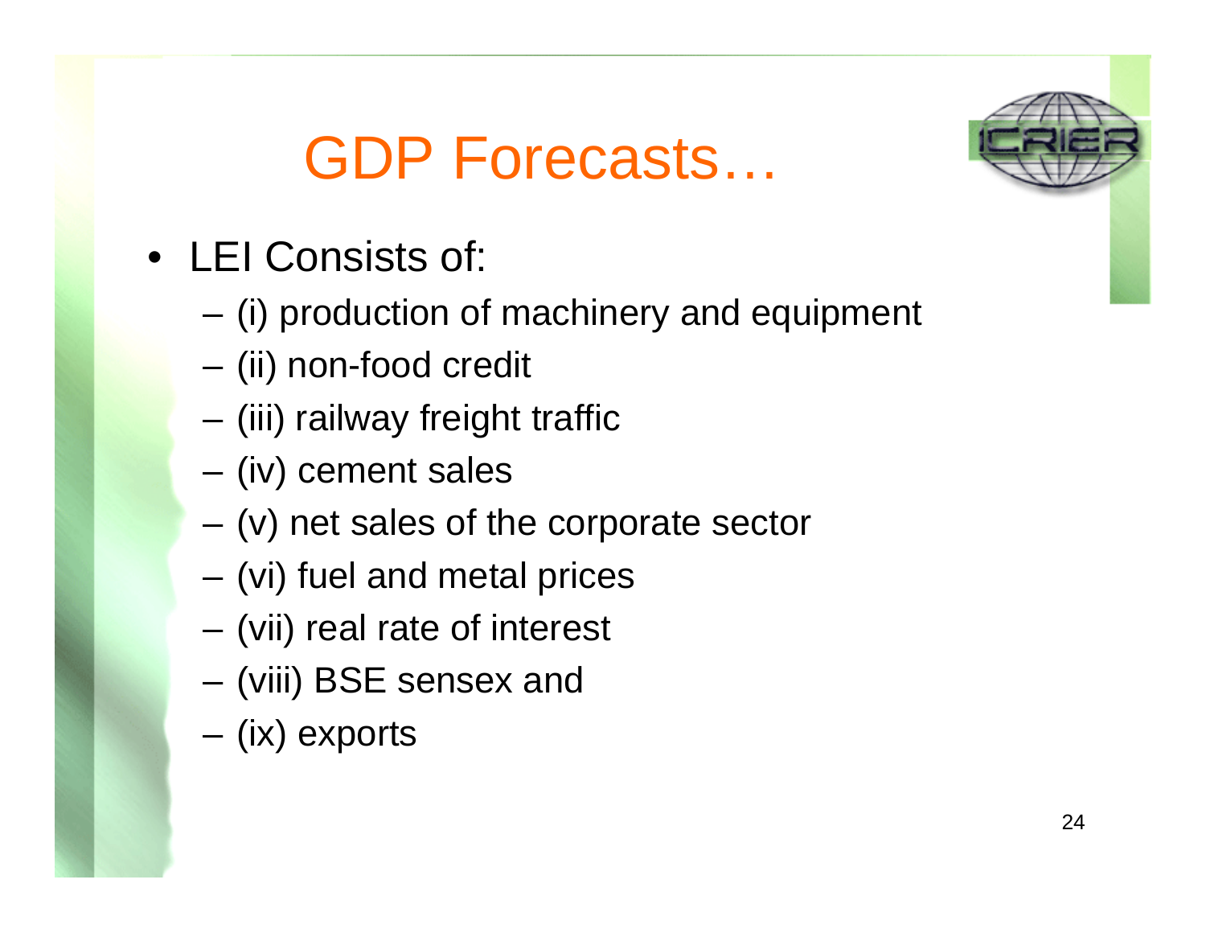# GDP Forecasts…

- LEI Consists of:
  - (i) production of machinery and equipment
  - (ii) non-food credit
  - (iii) railway freight traffic
  - (iv) cement sales
  - (v) net sales of the corporate sector
  - (vi) fuel and metal prices
  - (vii) real rate of interest
  - (viii) BSE sensex and
  - (ix) exports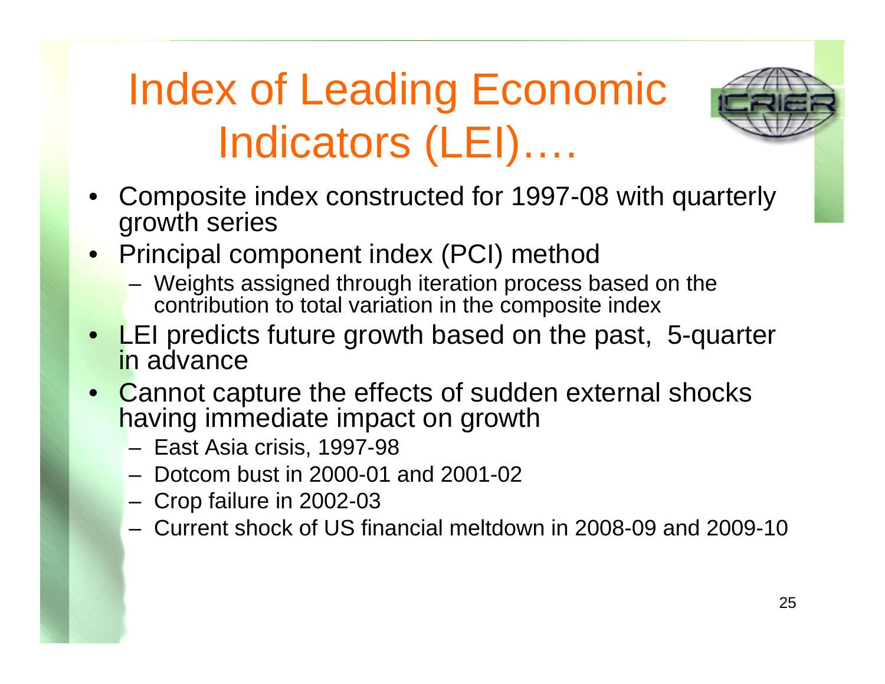# Index of Leading Economic Indicators (LEI)….

- Composite index constructed for 1997-08 with quarterly growth series
- Principal component index (PCI) method
  - Weights assigned through iteration process based on the contribution to total variation in the composite index
- LEI predicts future growth based on the past, 5-quarter in advance
- Cannot capture the effects of sudden external shocks having immediate impact on growth
  - East Asia crisis, 1997-98
  - Dotcom bust in 2000-01 and 2001-02
  - Crop failure in 2002-03
  - Current shock of US financial meltdown in 2008-09 and 2009-10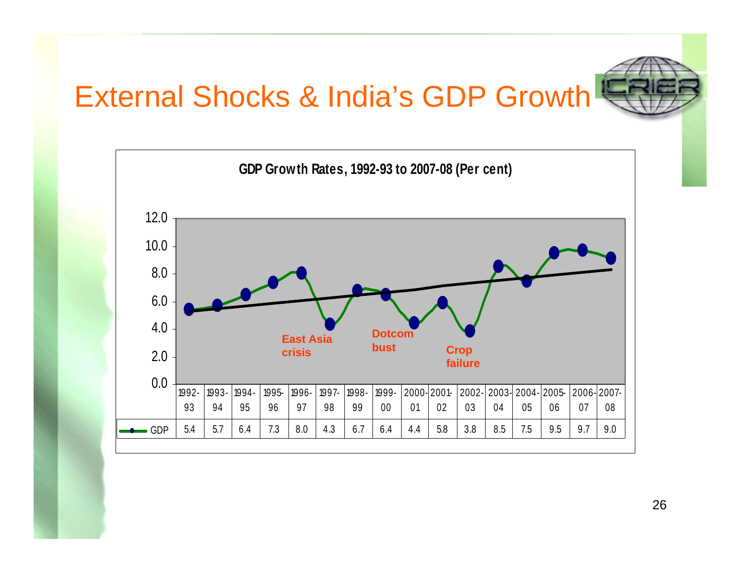# External Shocks & India's GDP Growth

**GDP Growth Rates, 1992-93 to 2007-08 (Per cent)**

| | 1992-93 | 1993-94 | 1994-95 | 1995-96 | 1996-97 | 1997-98 | 1998-99 | 1999-00 | 2000-01 | 2001-02 | 2002-03 | 2003-04 | 2004-05 | 2005-06 | 2006-07 | 2007-08 |
|---|---|---|---|---|---|---|---|---|---|---|---|---|---|---|---|---|
| GDP | 5.4 | 5.7 | 6.4 | 7.3 | 8.0 | 4.3 | 6.7 | 6.4 | 4.4 | 5.8 | 3.8 | 8.5 | 7.5 | 9.5 | 9.7 | 9.0 |

Chart annotations: East Asia crisis; Dotcom bust; Crop failure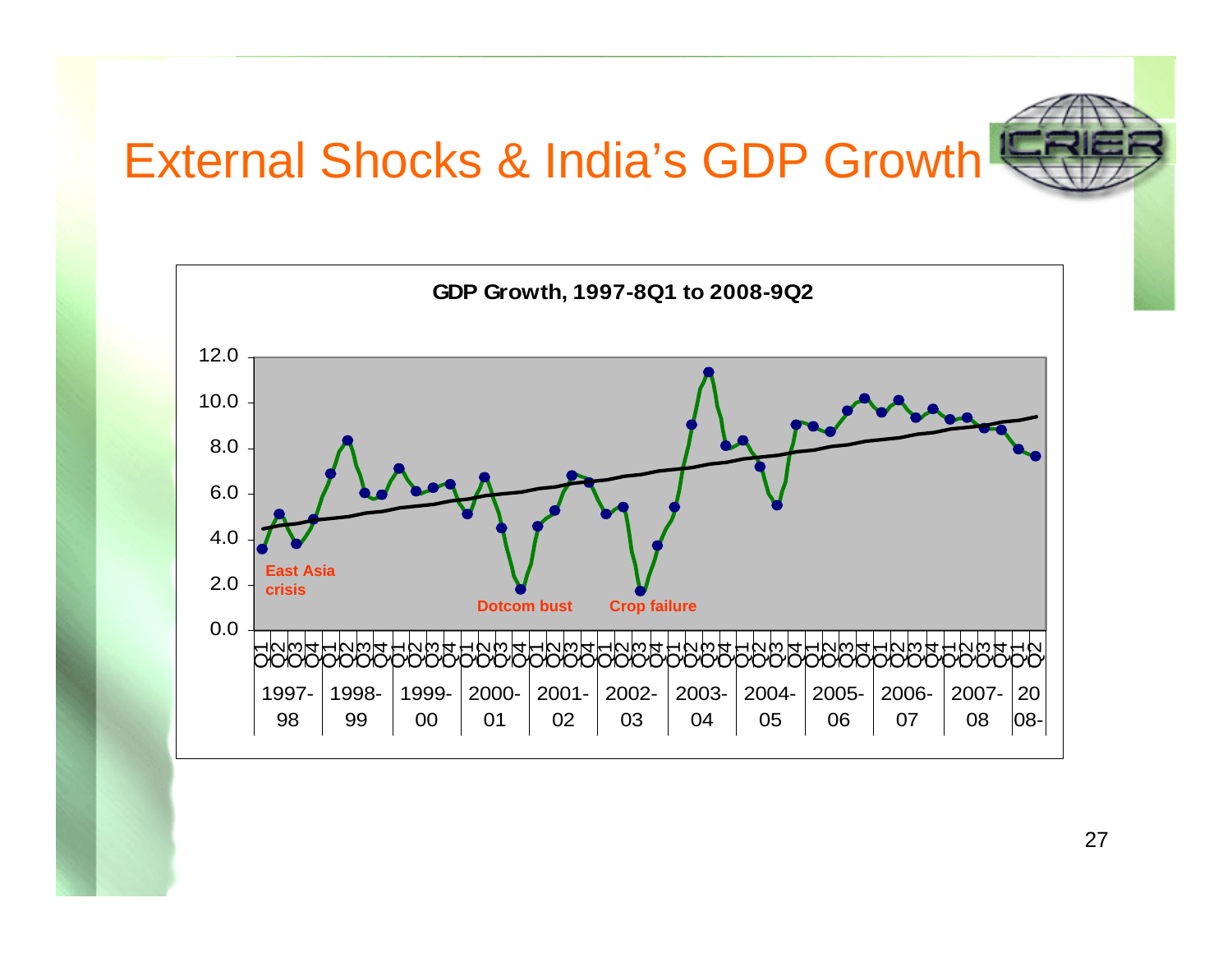# External Shocks & India's GDP Growth

**GDP Growth, 1997-8Q1 to 2008-9Q2**

East Asia crisis

Dotcom bust

Crop failure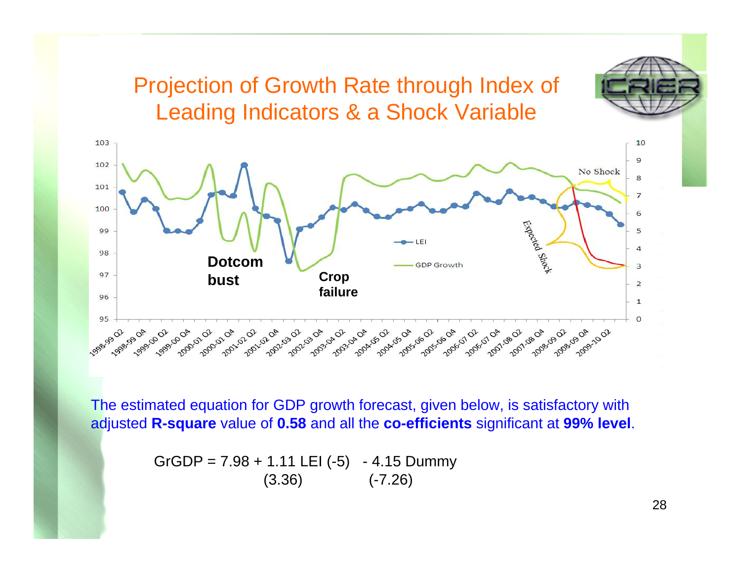# Projection of Growth Rate through Index of Leading Indicators & a Shock Variable

The estimated equation for GDP growth forecast, given below, is satisfactory with adjusted **R-square** value of **0.58** and all the **co-efficients** significant at **99% level**.

$$GrGDP = 7.98 + 1.11\ LEI(-5) - 4.15\ Dummy$$
$$(3.36) \qquad\qquad (-7.26)$$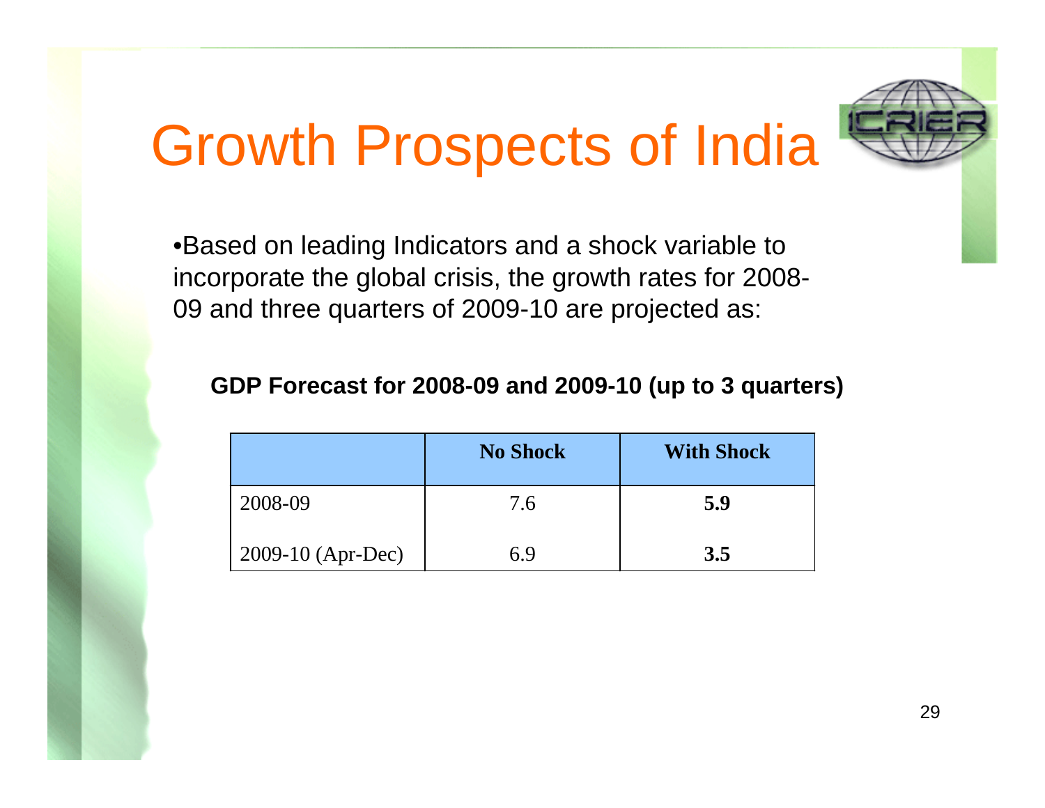# Growth Prospects of India

- Based on leading Indicators and a shock variable to incorporate the global crisis, the growth rates for 2008-09 and three quarters of 2009-10 are projected as:

**GDP Forecast for 2008-09 and 2009-10 (up to 3 quarters)**

| | No Shock | With Shock |
|---|---|---|
| 2008-09 | 7.6 | **5.9** |
| 2009-10 (Apr-Dec) | 6.9 | **3.5** |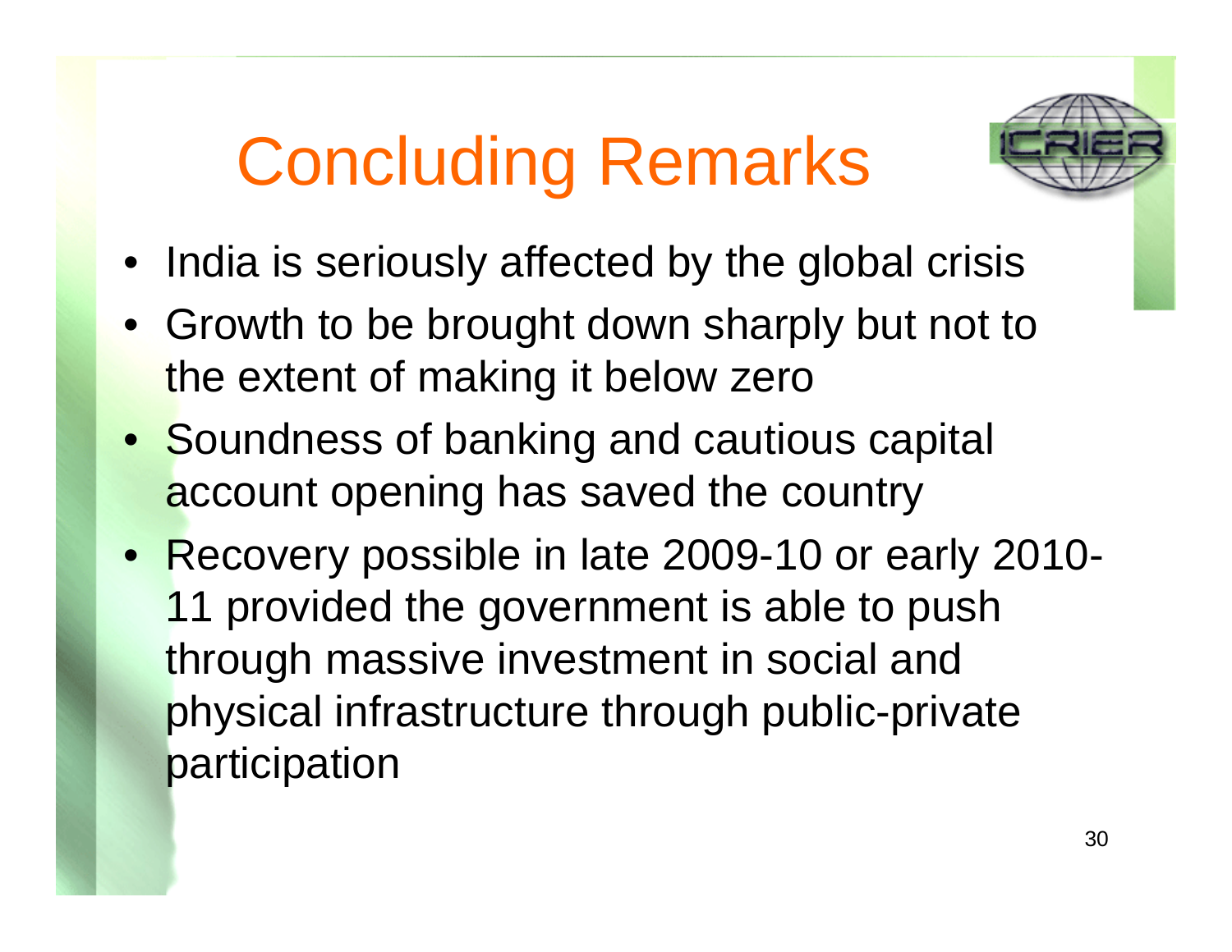# Concluding Remarks

- India is seriously affected by the global crisis
- Growth to be brought down sharply but not to the extent of making it below zero
- Soundness of banking and cautious capital account opening has saved the country
- Recovery possible in late 2009-10 or early 2010-11 provided the government is able to push through massive investment in social and physical infrastructure through public-private participation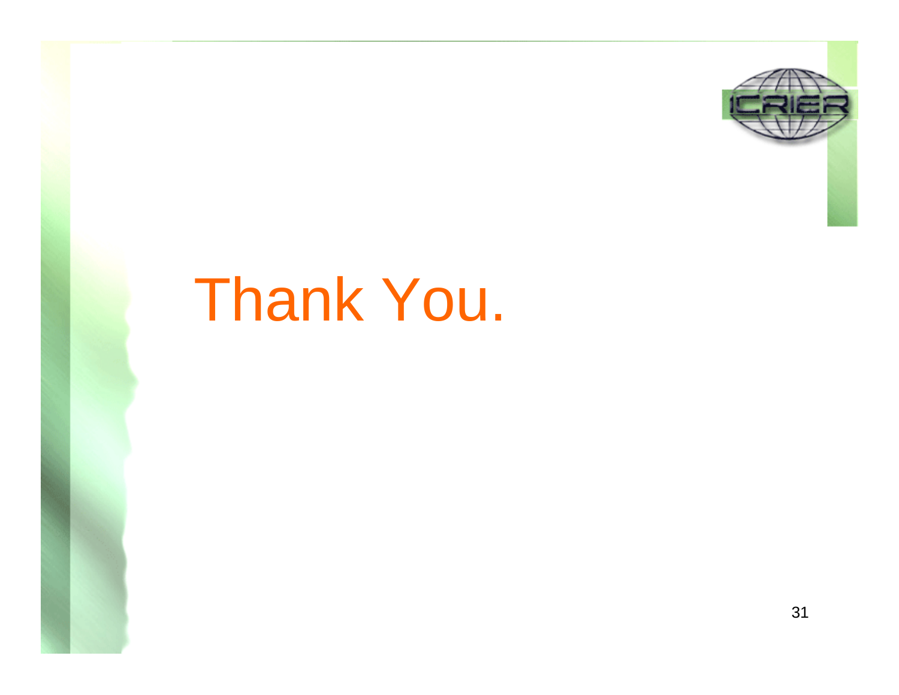# Thank You.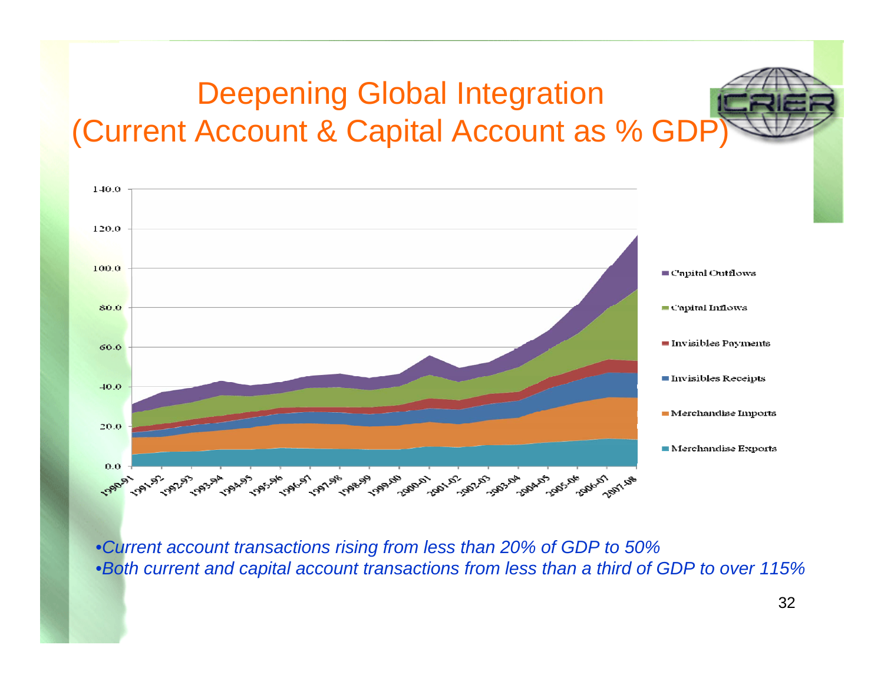# Deepening Global Integration (Current Account & Capital Account as % GDP)

140.0
120.0
100.0
80.0
60.0
40.0
20.0
0.0

1990-91
1991-92
1992-93
1993-94
1994-95
1995-96
1996-97
1997-98
1998-99
1999-00
2000-01
2001-02
2002-03
2003-04
2004-05
2005-06
2006-07
2007-08

Capital Outflows
Capital Inflows
Invisibles Payments
Invisibles Receipts
Merchandise Imports
Merchandise Exports

- *Current account transactions rising from less than 20% of GDP to 50%*
- *Both current and capital account transactions from less than a third of GDP to over 115%*